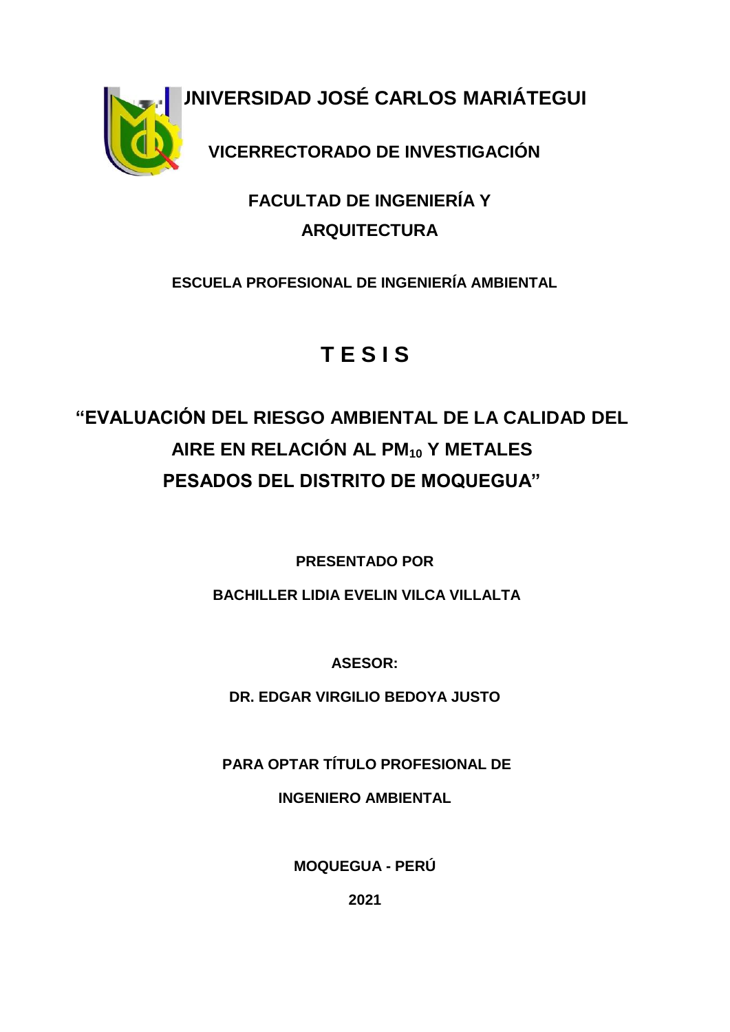# UNIVERSIDAD JOSÉ CARLOS MARIÁTEGUI

## VICERRECTORADO DE INVESTIGACIÓN

## FACULTAD DE INGENIERÍA Y ARQUITECTURA

### ESCUELA PROFESIONAL DE INGENIERÍA AMBIENTAL

# T E S I S

## "EVALUACIÓN DEL RIESGO AMBIENTAL DE LA CALIDAD DEL AIRE EN RELACIÓN AL $PM_{10}$ Y METALES PESADOS DEL DISTRITO DE MOQUEGUA"

**PRESENTADO POR**

**BACHILLER LIDIA EVELIN VILCA VILLALTA**

**ASESOR:**

**DR. EDGAR VIRGILIO BEDOYA JUSTO**

**PARA OPTAR TÍTULO PROFESIONAL DE**

**INGENIERO AMBIENTAL**

**MOQUEGUA - PERÚ**

**2021**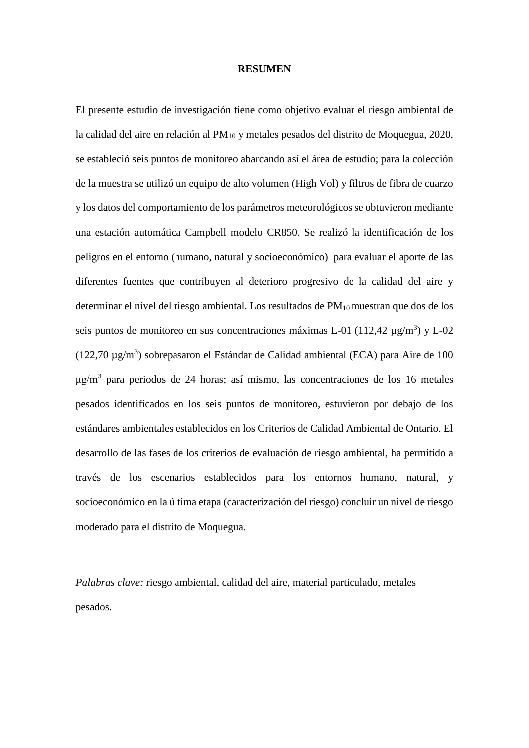## RESUMEN

El presente estudio de investigación tiene como objetivo evaluar el riesgo ambiental de la calidad del aire en relación al $PM_{10}$ y metales pesados del distrito de Moquegua, 2020, se estableció seis puntos de monitoreo abarcando así el área de estudio; para la colección de la muestra se utilizó un equipo de alto volumen (High Vol) y filtros de fibra de cuarzo y los datos del comportamiento de los parámetros meteorológicos se obtuvieron mediante una estación automática Campbell modelo CR850. Se realizó la identificación de los peligros en el entorno (humano, natural y socioeconómico) para evaluar el aporte de las diferentes fuentes que contribuyen al deterioro progresivo de la calidad del aire y determinar el nivel del riesgo ambiental. Los resultados de $PM_{10}$ muestran que dos de los seis puntos de monitoreo en sus concentraciones máximas L-01 (112,42 $\mu g/m^3$) y L-02 (122,70 $\mu g/m^3$) sobrepasaron el Estándar de Calidad ambiental (ECA) para Aire de 100 $\mu g/m^3$ para periodos de 24 horas; así mismo, las concentraciones de los 16 metales pesados identificados en los seis puntos de monitoreo, estuvieron por debajo de los estándares ambientales establecidos en los Criterios de Calidad Ambiental de Ontario. El desarrollo de las fases de los criterios de evaluación de riesgo ambiental, ha permitido a través de los escenarios establecidos para los entornos humano, natural, y socioeconómico en la última etapa (caracterización del riesgo) concluir un nivel de riesgo moderado para el distrito de Moquegua.

*Palabras clave:* riesgo ambiental, calidad del aire, material particulado, metales pesados.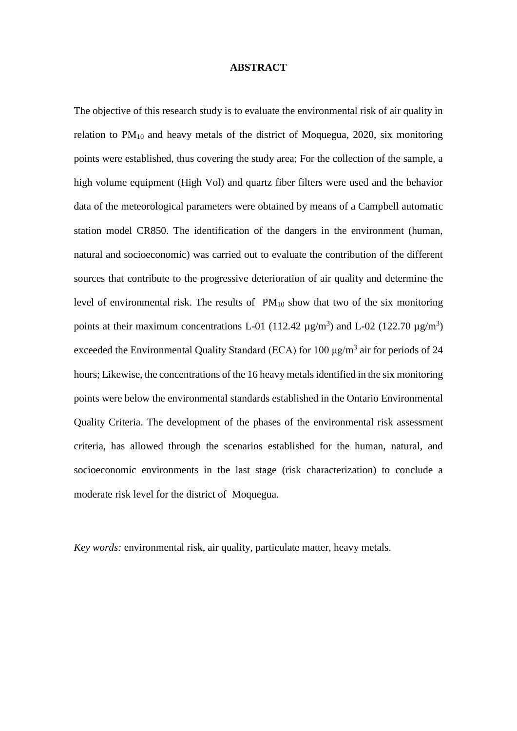# ABSTRACT

The objective of this research study is to evaluate the environmental risk of air quality in relation to $PM_{10}$ and heavy metals of the district of Moquegua, 2020, six monitoring points were established, thus covering the study area; For the collection of the sample, a high volume equipment (High Vol) and quartz fiber filters were used and the behavior data of the meteorological parameters were obtained by means of a Campbell automatic station model CR850. The identification of the dangers in the environment (human, natural and socioeconomic) was carried out to evaluate the contribution of the different sources that contribute to the progressive deterioration of air quality and determine the level of environmental risk. The results of $PM_{10}$ show that two of the six monitoring points at their maximum concentrations L-01 (112.42 $\mu g/m^3$) and L-02 (122.70 $\mu g/m^3$) exceeded the Environmental Quality Standard (ECA) for 100 $\mu g/m^3$ air for periods of 24 hours; Likewise, the concentrations of the 16 heavy metals identified in the six monitoring points were below the environmental standards established in the Ontario Environmental Quality Criteria. The development of the phases of the environmental risk assessment criteria, has allowed through the scenarios established for the human, natural, and socioeconomic environments in the last stage (risk characterization) to conclude a moderate risk level for the district of Moquegua.

*Key words:* environmental risk, air quality, particulate matter, heavy metals.